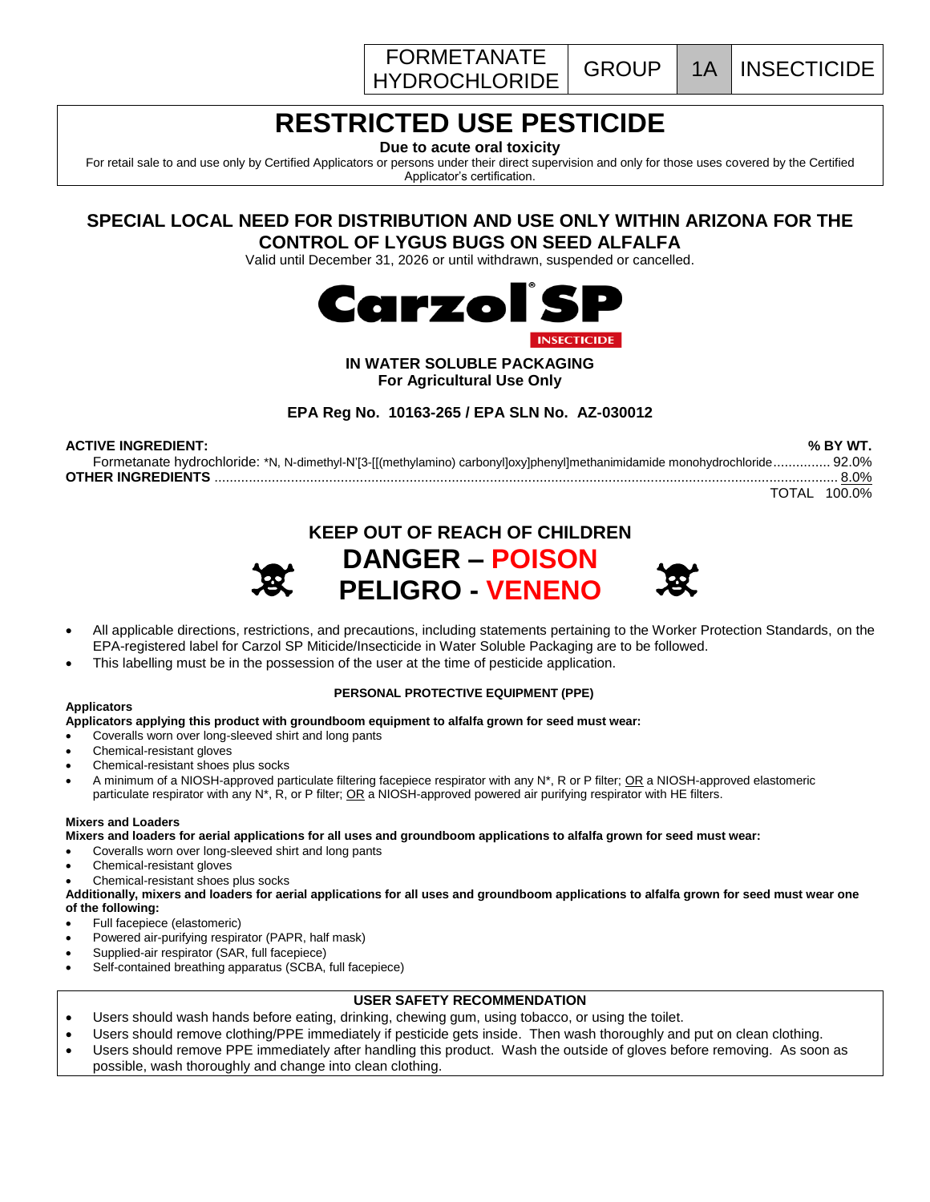| FORMETANATE HYDROCHLORIDE | GROUP | 1A | INSECTICIDE |
|---|---|---|---|

# RESTRICTED USE PESTICIDE

**Due to acute oral toxicity**

For retail sale to and use only by Certified Applicators or persons under their direct supervision and only for those uses covered by the Certified Applicator's certification.

## SPECIAL LOCAL NEED FOR DISTRIBUTION AND USE ONLY WITHIN ARIZONA FOR THE CONTROL OF LYGUS BUGS ON SEED ALFALFA

Valid until December 31, 2026 or until withdrawn, suspended or cancelled.

# Carzol® SP

**INSECTICIDE**

**IN WATER SOLUBLE PACKAGING**
**For Agricultural Use Only**

**EPA Reg No. 10163-265 / EPA SLN No. AZ-030012**

| **ACTIVE INGREDIENT:** | **% BY WT.** |
|---|---|
| Formetanate hydrochloride: *N, N-dimethyl-N'[3-[[(methylamino) carbonyl]oxy]phenyl]methanimidamide monohydrochloride | 92.0% |
| **OTHER INGREDIENTS** | 8.0% |
| TOTAL | 100.0% |

**KEEP OUT OF REACH OF CHILDREN**

**DANGER – POISON**
**PELIGRO - VENENO**

- All applicable directions, restrictions, and precautions, including statements pertaining to the Worker Protection Standards, on the EPA-registered label for Carzol SP Miticide/Insecticide in Water Soluble Packaging are to be followed.
- This labelling must be in the possession of the user at the time of pesticide application.

### PERSONAL PROTECTIVE EQUIPMENT (PPE)

**Applicators**

**Applicators applying this product with groundboom equipment to alfalfa grown for seed must wear:**

- Coveralls worn over long-sleeved shirt and long pants
- Chemical-resistant gloves
- Chemical-resistant shoes plus socks
- A minimum of a NIOSH-approved particulate filtering facepiece respirator with any N*, R or P filter; OR a NIOSH-approved elastomeric particulate respirator with any N*, R, or P filter; OR a NIOSH-approved powered air purifying respirator with HE filters.

**Mixers and Loaders**

**Mixers and loaders for aerial applications for all uses and groundboom applications to alfalfa grown for seed must wear:**

- Coveralls worn over long-sleeved shirt and long pants
- Chemical-resistant gloves
- Chemical-resistant shoes plus socks

**Additionally, mixers and loaders for aerial applications for all uses and groundboom applications to alfalfa grown for seed must wear one of the following:**

- Full facepiece (elastomeric)
- Powered air-purifying respirator (PAPR, half mask)
- Supplied-air respirator (SAR, full facepiece)
- Self-contained breathing apparatus (SCBA, full facepiece)

### USER SAFETY RECOMMENDATION

- Users should wash hands before eating, drinking, chewing gum, using tobacco, or using the toilet.
- Users should remove clothing/PPE immediately if pesticide gets inside. Then wash thoroughly and put on clean clothing.
- Users should remove PPE immediately after handling this product. Wash the outside of gloves before removing. As soon as possible, wash thoroughly and change into clean clothing.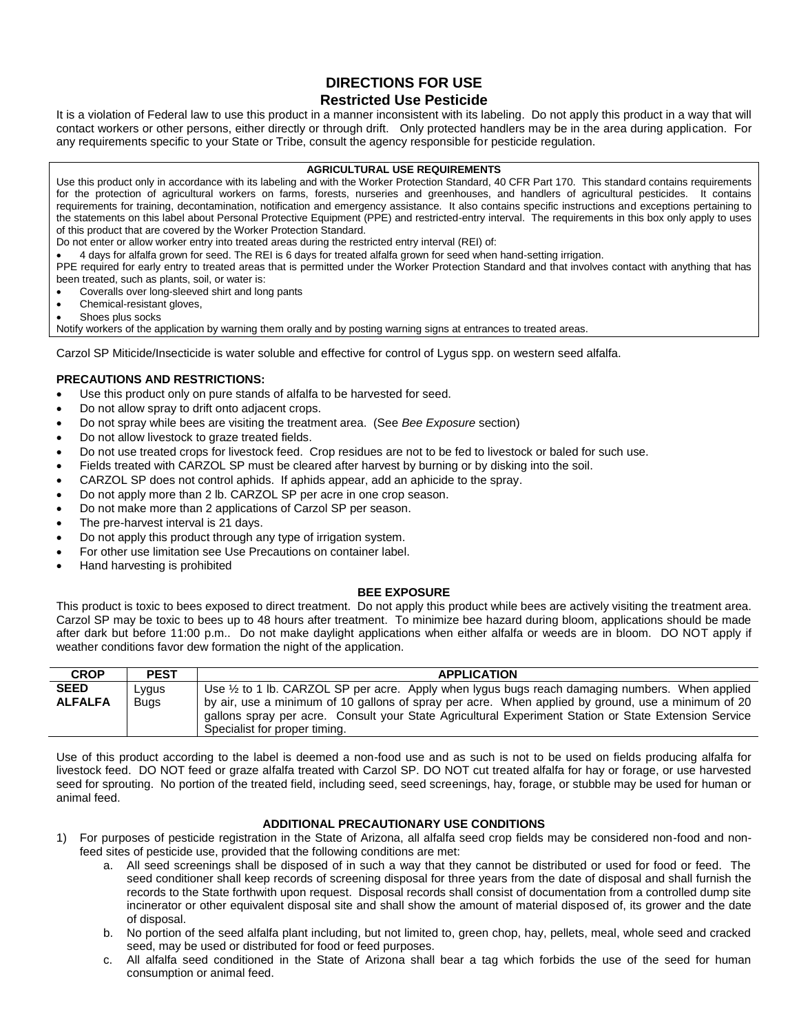# DIRECTIONS FOR USE

## Restricted Use Pesticide

It is a violation of Federal law to use this product in a manner inconsistent with its labeling. Do not apply this product in a way that will contact workers or other persons, either directly or through drift. Only protected handlers may be in the area during application. For any requirements specific to your State or Tribe, consult the agency responsible for pesticide regulation.

**AGRICULTURAL USE REQUIREMENTS**

Use this product only in accordance with its labeling and with the Worker Protection Standard, 40 CFR Part 170. This standard contains requirements for the protection of agricultural workers on farms, forests, nurseries and greenhouses, and handlers of agricultural pesticides. It contains requirements for training, decontamination, notification and emergency assistance. It also contains specific instructions and exceptions pertaining to the statements on this label about Personal Protective Equipment (PPE) and restricted-entry interval. The requirements in this box only apply to uses of this product that are covered by the Worker Protection Standard.

Do not enter or allow worker entry into treated areas during the restricted entry interval (REI) of:

- 4 days for alfalfa grown for seed. The REI is 6 days for treated alfalfa grown for seed when hand-setting irrigation.

PPE required for early entry to treated areas that is permitted under the Worker Protection Standard and that involves contact with anything that has been treated, such as plants, soil, or water is:

- Coveralls over long-sleeved shirt and long pants
- Chemical-resistant gloves,
- Shoes plus socks

Notify workers of the application by warning them orally and by posting warning signs at entrances to treated areas.

Carzol SP Miticide/Insecticide is water soluble and effective for control of Lygus spp. on western seed alfalfa.

**PRECAUTIONS AND RESTRICTIONS:**

- Use this product only on pure stands of alfalfa to be harvested for seed.
- Do not allow spray to drift onto adjacent crops.
- Do not spray while bees are visiting the treatment area. (See *Bee Exposure* section)
- Do not allow livestock to graze treated fields.
- Do not use treated crops for livestock feed. Crop residues are not to be fed to livestock or baled for such use.
- Fields treated with CARZOL SP must be cleared after harvest by burning or by disking into the soil.
- CARZOL SP does not control aphids. If aphids appear, add an aphicide to the spray.
- Do not apply more than 2 lb. CARZOL SP per acre in one crop season.
- Do not make more than 2 applications of Carzol SP per season.
- The pre-harvest interval is 21 days.
- Do not apply this product through any type of irrigation system.
- For other use limitation see Use Precautions on container label.
- Hand harvesting is prohibited

**BEE EXPOSURE**

This product is toxic to bees exposed to direct treatment. Do not apply this product while bees are actively visiting the treatment area. Carzol SP may be toxic to bees up to 48 hours after treatment. To minimize bee hazard during bloom, applications should be made after dark but before 11:00 p.m.. Do not make daylight applications when either alfalfa or weeds are in bloom. DO NOT apply if weather conditions favor dew formation the night of the application.

| CROP | PEST | APPLICATION |
|---|---|---|
| **SEED ALFALFA** | Lygus Bugs | Use ½ to 1 lb. CARZOL SP per acre. Apply when lygus bugs reach damaging numbers. When applied by air, use a minimum of 10 gallons of spray per acre. When applied by ground, use a minimum of 20 gallons spray per acre. Consult your State Agricultural Experiment Station or State Extension Service Specialist for proper timing. |

Use of this product according to the label is deemed a non-food use and as such is not to be used on fields producing alfalfa for livestock feed. DO NOT feed or graze alfalfa treated with Carzol SP. DO NOT cut treated alfalfa for hay or forage, or use harvested seed for sprouting. No portion of the treated field, including seed, seed screenings, hay, forage, or stubble may be used for human or animal feed.

**ADDITIONAL PRECAUTIONARY USE CONDITIONS**

1) For purposes of pesticide registration in the State of Arizona, all alfalfa seed crop fields may be considered non-food and non-feed sites of pesticide use, provided that the following conditions are met:
   a. All seed screenings shall be disposed of in such a way that they cannot be distributed or used for food or feed. The seed conditioner shall keep records of screening disposal for three years from the date of disposal and shall furnish the records to the State forthwith upon request. Disposal records shall consist of documentation from a controlled dump site incinerator or other equivalent disposal site and shall show the amount of material disposed of, its grower and the date of disposal.
   b. No portion of the seed alfalfa plant including, but not limited to, green chop, hay, pellets, meal, whole seed and cracked seed, may be used or distributed for food or feed purposes.
   c. All alfalfa seed conditioned in the State of Arizona shall bear a tag which forbids the use of the seed for human consumption or animal feed.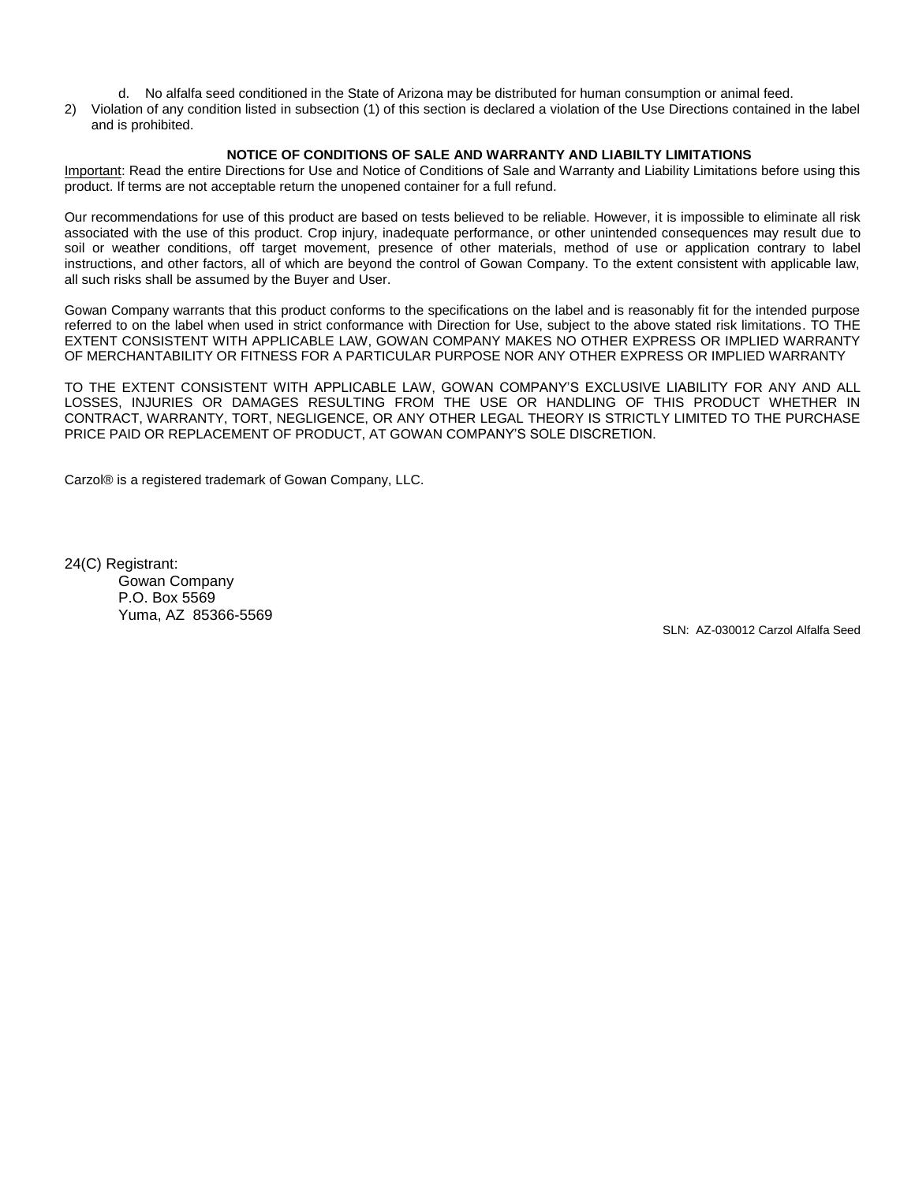d. No alfalfa seed conditioned in the State of Arizona may be distributed for human consumption or animal feed.

2) Violation of any condition listed in subsection (1) of this section is declared a violation of the Use Directions contained in the label and is prohibited.

**NOTICE OF CONDITIONS OF SALE AND WARRANTY AND LIABILTY LIMITATIONS**

Important: Read the entire Directions for Use and Notice of Conditions of Sale and Warranty and Liability Limitations before using this product. If terms are not acceptable return the unopened container for a full refund.

Our recommendations for use of this product are based on tests believed to be reliable. However, it is impossible to eliminate all risk associated with the use of this product. Crop injury, inadequate performance, or other unintended consequences may result due to soil or weather conditions, off target movement, presence of other materials, method of use or application contrary to label instructions, and other factors, all of which are beyond the control of Gowan Company. To the extent consistent with applicable law, all such risks shall be assumed by the Buyer and User.

Gowan Company warrants that this product conforms to the specifications on the label and is reasonably fit for the intended purpose referred to on the label when used in strict conformance with Direction for Use, subject to the above stated risk limitations. TO THE EXTENT CONSISTENT WITH APPLICABLE LAW, GOWAN COMPANY MAKES NO OTHER EXPRESS OR IMPLIED WARRANTY OF MERCHANTABILITY OR FITNESS FOR A PARTICULAR PURPOSE NOR ANY OTHER EXPRESS OR IMPLIED WARRANTY

TO THE EXTENT CONSISTENT WITH APPLICABLE LAW, GOWAN COMPANY'S EXCLUSIVE LIABILITY FOR ANY AND ALL LOSSES, INJURIES OR DAMAGES RESULTING FROM THE USE OR HANDLING OF THIS PRODUCT WHETHER IN CONTRACT, WARRANTY, TORT, NEGLIGENCE, OR ANY OTHER LEGAL THEORY IS STRICTLY LIMITED TO THE PURCHASE PRICE PAID OR REPLACEMENT OF PRODUCT, AT GOWAN COMPANY'S SOLE DISCRETION.

Carzol® is a registered trademark of Gowan Company, LLC.

24(C) Registrant:
Gowan Company
P.O. Box 5569
Yuma, AZ 85366-5569

SLN: AZ-030012 Carzol Alfalfa Seed